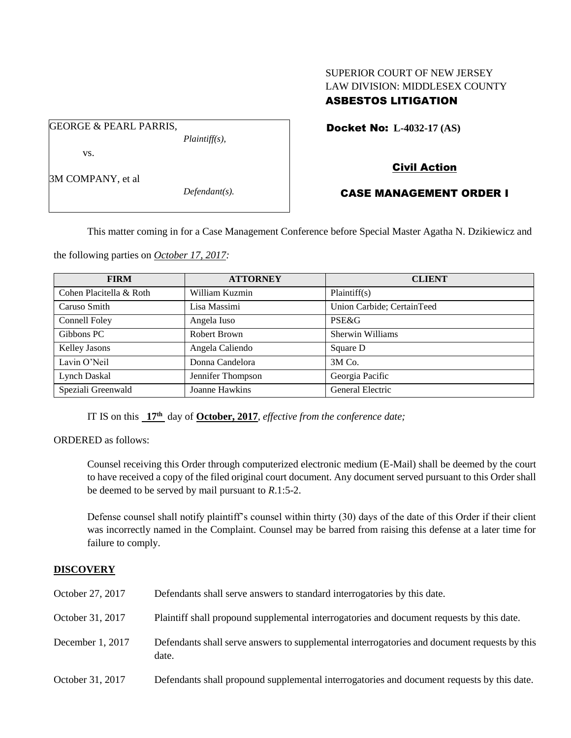SUPERIOR COURT OF NEW JERSEY
LAW DIVISION: MIDDLESEX COUNTY
**ASBESTOS LITIGATION**

GEORGE & PEARL PARRIS,
*Plaintiff(s),*

vs.

3M COMPANY, et al
*Defendant(s).*

**Docket No: L-4032-17 (AS)**

**Civil Action**

**CASE MANAGEMENT ORDER I**

This matter coming in for a Case Management Conference before Special Master Agatha N. Dzikiewicz and the following parties on *October 17, 2017:*

| FIRM | ATTORNEY | CLIENT |
|---|---|---|
| Cohen Placitella & Roth | William Kuzmin | Plaintiff(s) |
| Caruso Smith | Lisa Massimi | Union Carbide; CertainTeed |
| Connell Foley | Angela Iuso | PSE&G |
| Gibbons PC | Robert Brown | Sherwin Williams |
| Kelley Jasons | Angela Caliendo | Square D |
| Lavin O'Neil | Donna Candelora | 3M Co. |
| Lynch Daskal | Jennifer Thompson | Georgia Pacific |
| Speziali Greenwald | Joanne Hawkins | General Electric |

IT IS on this **17th** day of **October, 2017**, *effective from the conference date;*

ORDERED as follows:

Counsel receiving this Order through computerized electronic medium (E-Mail) shall be deemed by the court to have received a copy of the filed original court document. Any document served pursuant to this Order shall be deemed to be served by mail pursuant to *R*.1:5-2.

Defense counsel shall notify plaintiff's counsel within thirty (30) days of the date of this Order if their client was incorrectly named in the Complaint. Counsel may be barred from raising this defense at a later time for failure to comply.

## DISCOVERY

October 27, 2017 Defendants shall serve answers to standard interrogatories by this date.

October 31, 2017 Plaintiff shall propound supplemental interrogatories and document requests by this date.

December 1, 2017 Defendants shall serve answers to supplemental interrogatories and document requests by this date.

October 31, 2017 Defendants shall propound supplemental interrogatories and document requests by this date.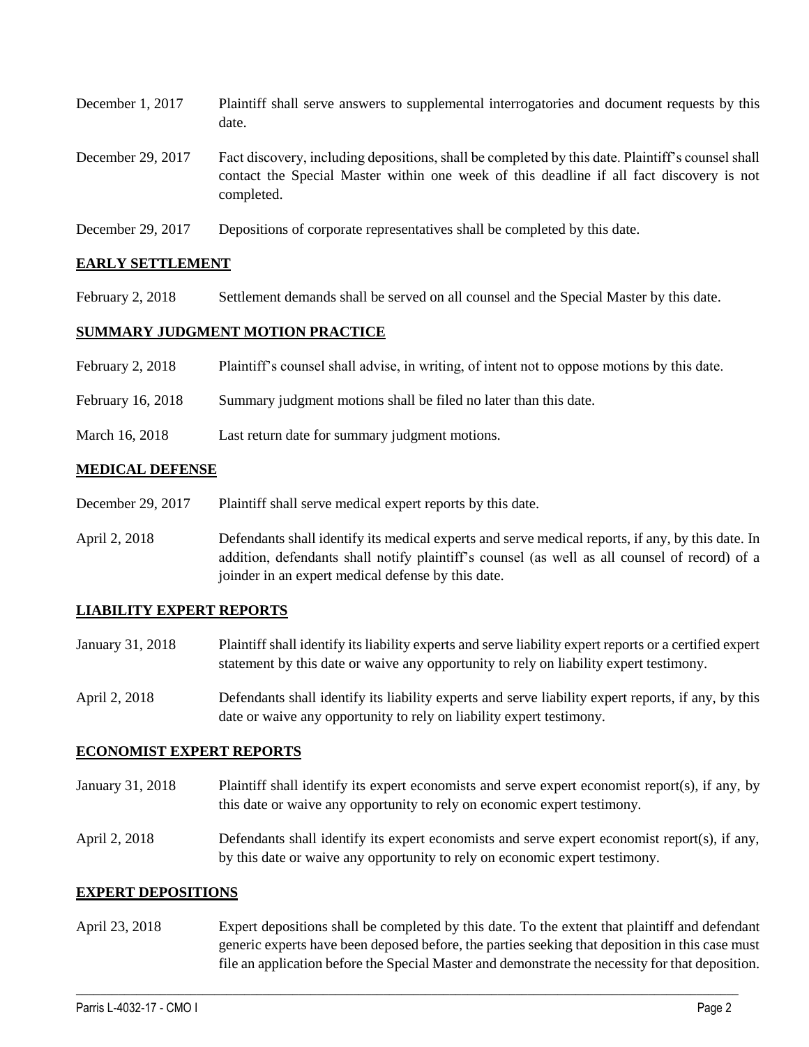| | |
|---|---|
| December 1, 2017 | Plaintiff shall serve answers to supplemental interrogatories and document requests by this date. |
| December 29, 2017 | Fact discovery, including depositions, shall be completed by this date. Plaintiff's counsel shall contact the Special Master within one week of this deadline if all fact discovery is not completed. |
| December 29, 2017 | Depositions of corporate representatives shall be completed by this date. |

## EARLY SETTLEMENT

| | |
|---|---|
| February 2, 2018 | Settlement demands shall be served on all counsel and the Special Master by this date. |

## SUMMARY JUDGMENT MOTION PRACTICE

| | |
|---|---|
| February 2, 2018 | Plaintiff's counsel shall advise, in writing, of intent not to oppose motions by this date. |
| February 16, 2018 | Summary judgment motions shall be filed no later than this date. |
| March 16, 2018 | Last return date for summary judgment motions. |

## MEDICAL DEFENSE

| | |
|---|---|
| December 29, 2017 | Plaintiff shall serve medical expert reports by this date. |
| April 2, 2018 | Defendants shall identify its medical experts and serve medical reports, if any, by this date. In addition, defendants shall notify plaintiff's counsel (as well as all counsel of record) of a joinder in an expert medical defense by this date. |

## LIABILITY EXPERT REPORTS

| | |
|---|---|
| January 31, 2018 | Plaintiff shall identify its liability experts and serve liability expert reports or a certified expert statement by this date or waive any opportunity to rely on liability expert testimony. |
| April 2, 2018 | Defendants shall identify its liability experts and serve liability expert reports, if any, by this date or waive any opportunity to rely on liability expert testimony. |

## ECONOMIST EXPERT REPORTS

| | |
|---|---|
| January 31, 2018 | Plaintiff shall identify its expert economists and serve expert economist report(s), if any, by this date or waive any opportunity to rely on economic expert testimony. |
| April 2, 2018 | Defendants shall identify its expert economists and serve expert economist report(s), if any, by this date or waive any opportunity to rely on economic expert testimony. |

## EXPERT DEPOSITIONS

| | |
|---|---|
| April 23, 2018 | Expert depositions shall be completed by this date. To the extent that plaintiff and defendant generic experts have been deposed before, the parties seeking that deposition in this case must file an application before the Special Master and demonstrate the necessity for that deposition. |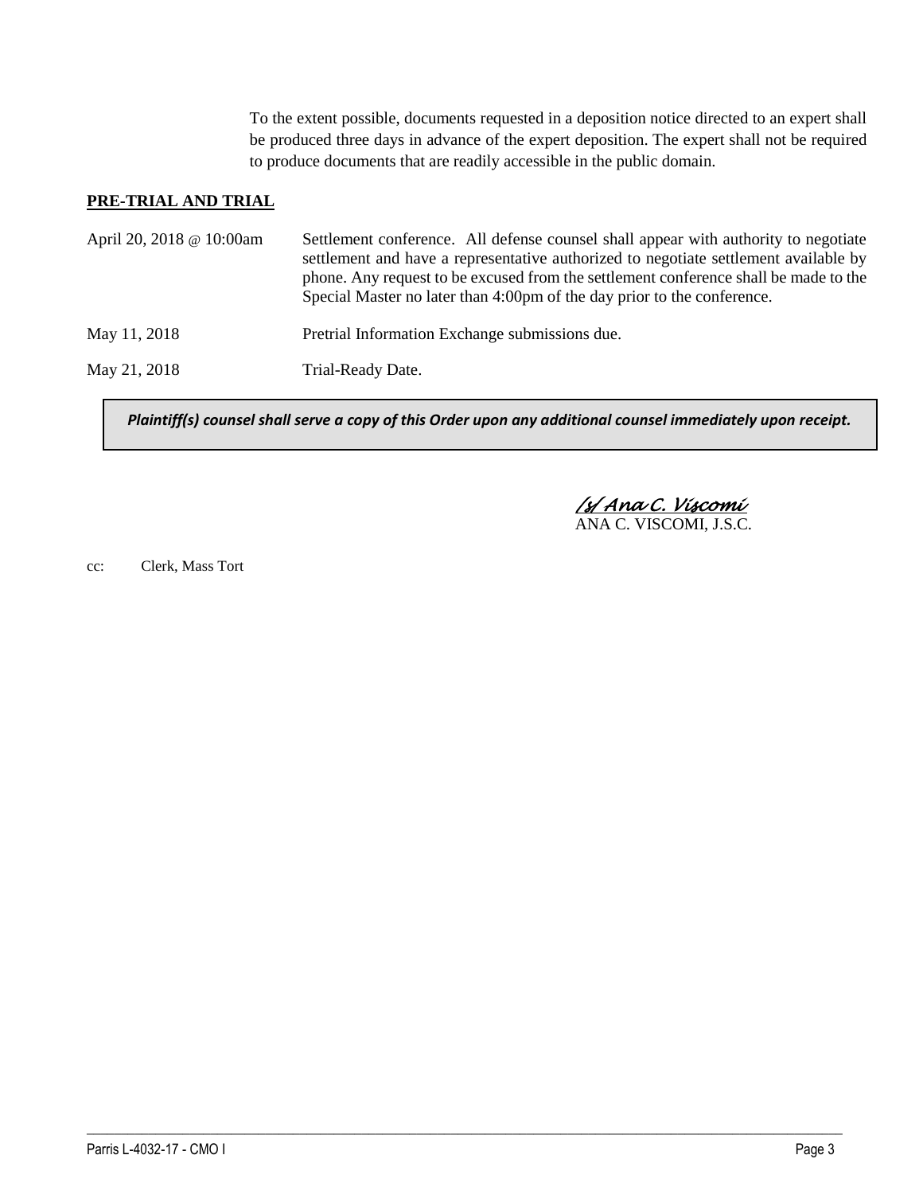To the extent possible, documents requested in a deposition notice directed to an expert shall be produced three days in advance of the expert deposition. The expert shall not be required to produce documents that are readily accessible in the public domain.

**PRE-TRIAL AND TRIAL**

| | |
|---|---|
| April 20, 2018 @ 10:00am | Settlement conference. All defense counsel shall appear with authority to negotiate settlement and have a representative authorized to negotiate settlement available by phone. Any request to be excused from the settlement conference shall be made to the Special Master no later than 4:00pm of the day prior to the conference. |
| May 11, 2018 | Pretrial Information Exchange submissions due. |
| May 21, 2018 | Trial-Ready Date. |

***Plaintiff(s) counsel shall serve a copy of this Order upon any additional counsel immediately upon receipt.***

/s/ Ana C. Viscomi
ANA C. VISCOMI, J.S.C.

cc: Clerk, Mass Tort